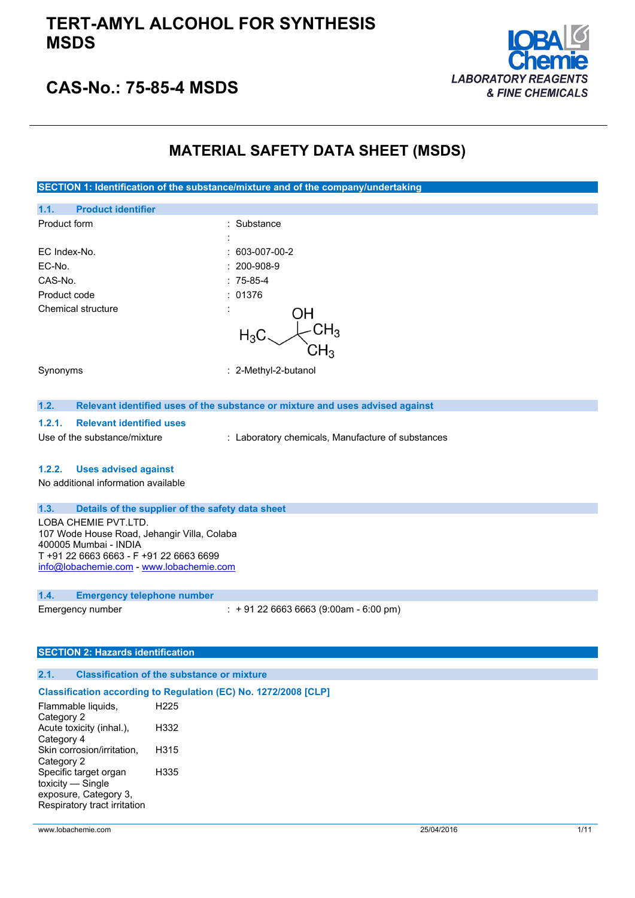# TERT-AMYL ALCOHOL FOR SYNTHESIS MSDS

## CAS-No.: 75-85-4 MSDS

LOBA Chemie
*LABORATORY REAGENTS & FINE CHEMICALS*

# MATERIAL SAFETY DATA SHEET (MSDS)

## SECTION 1: Identification of the substance/mixture and of the company/undertaking

### 1.1. Product identifier

| | |
|---|---|
| Product form | : Substance |
| | : |
| EC Index-No. | : 603-007-00-2 |
| EC-No. | : 200-908-9 |
| CAS-No. | : 75-85-4 |
| Product code | : 01376 |
| Chemical structure | : |
| Synonyms | : 2-Methyl-2-butanol |

### 1.2. Relevant identified uses of the substance or mixture and uses advised against

#### 1.2.1. Relevant identified uses

Use of the substance/mixture : Laboratory chemicals, Manufacture of substances

#### 1.2.2. Uses advised against

No additional information available

### 1.3. Details of the supplier of the safety data sheet

LOBA CHEMIE PVT.LTD.
107 Wode House Road, Jehangir Villa, Colaba
400005 Mumbai - INDIA
T +91 22 6663 6663 - F +91 22 6663 6699
info@lobachemie.com - www.lobachemie.com

### 1.4. Emergency telephone number

Emergency number : + 91 22 6663 6663 (9:00am - 6:00 pm)

## SECTION 2: Hazards identification

### 2.1. Classification of the substance or mixture

**Classification according to Regulation (EC) No. 1272/2008 [CLP]**

| | |
|---|---|
| Flammable liquids, Category 2 | H225 |
| Acute toxicity (inhal.), Category 4 | H332 |
| Skin corrosion/irritation, Category 2 | H315 |
| Specific target organ toxicity — Single exposure, Category 3, Respiratory tract irritation | H335 |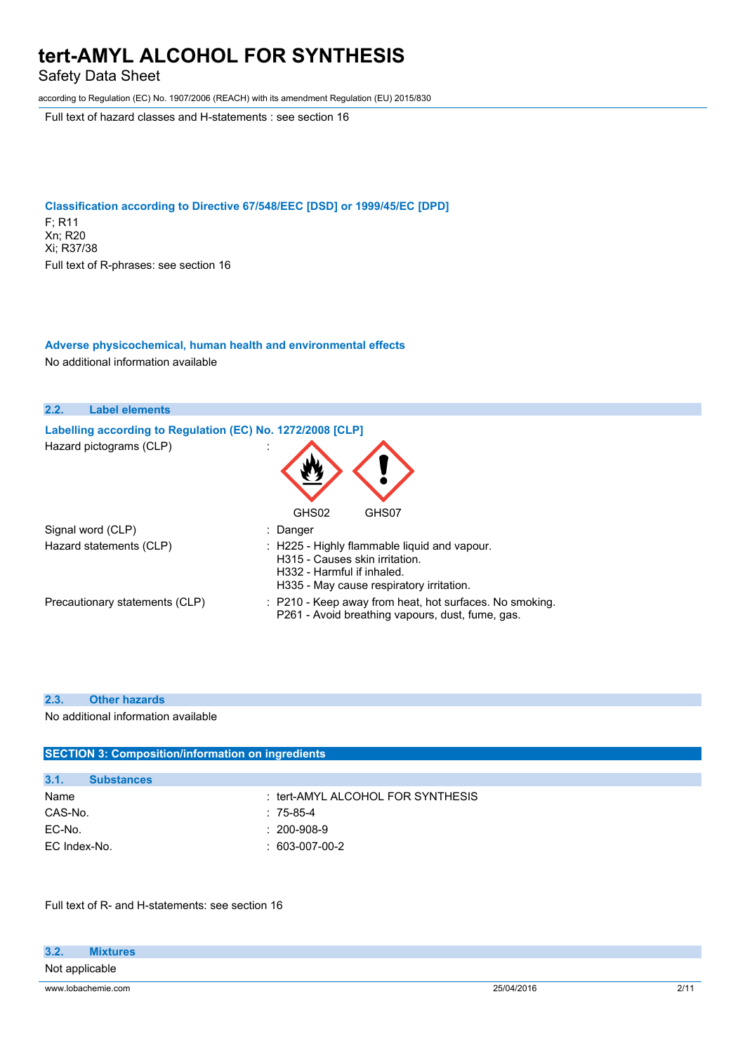Full text of hazard classes and H-statements : see section 16

**Classification according to Directive 67/548/EEC [DSD] or 1999/45/EC [DPD]**

F; R11
Xn; R20
Xi; R37/38

Full text of R-phrases: see section 16

**Adverse physicochemical, human health and environmental effects**

No additional information available

### 2.2. Label elements

**Labelling according to Regulation (EC) No. 1272/2008 [CLP]**

| | |
|---|---|
| Hazard pictograms (CLP) | : GHS02 GHS07 |
| Signal word (CLP) | : Danger |
| Hazard statements (CLP) | : H225 - Highly flammable liquid and vapour.<br>H315 - Causes skin irritation.<br>H332 - Harmful if inhaled.<br>H335 - May cause respiratory irritation. |
| Precautionary statements (CLP) | : P210 - Keep away from heat, hot surfaces. No smoking.<br>P261 - Avoid breathing vapours, dust, fume, gas. |

### 2.3. Other hazards

No additional information available

## SECTION 3: Composition/information on ingredients

### 3.1. Substances

| | |
|---|---|
| Name | : tert-AMYL ALCOHOL FOR SYNTHESIS |
| CAS-No. | : 75-85-4 |
| EC-No. | : 200-908-9 |
| EC Index-No. | : 603-007-00-2 |

Full text of R- and H-statements: see section 16

### 3.2. Mixtures

Not applicable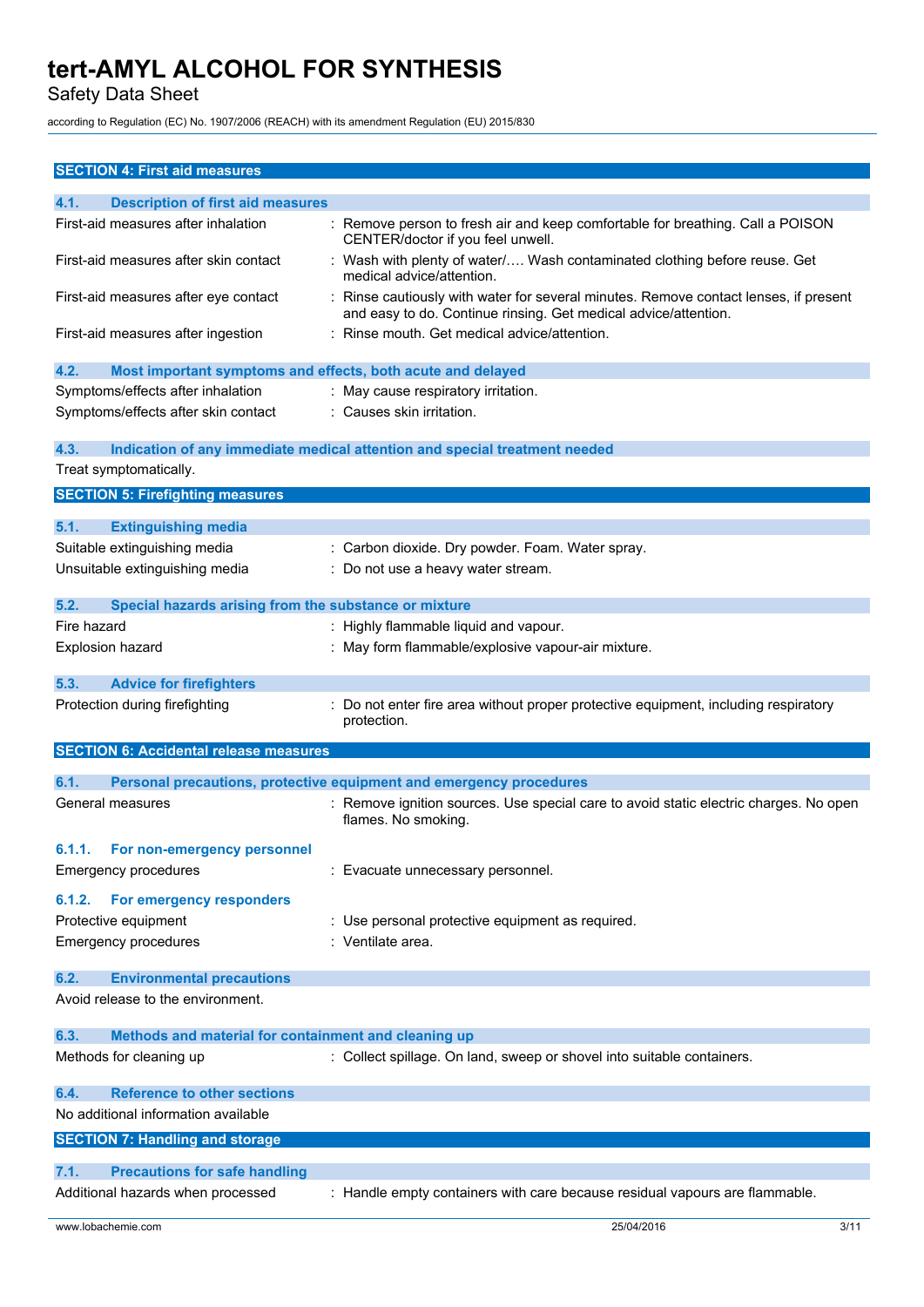## SECTION 4: First aid measures

### 4.1. Description of first aid measures

| | |
|---|---|
| First-aid measures after inhalation | : Remove person to fresh air and keep comfortable for breathing. Call a POISON CENTER/doctor if you feel unwell. |
| First-aid measures after skin contact | : Wash with plenty of water/…. Wash contaminated clothing before reuse. Get medical advice/attention. |
| First-aid measures after eye contact | : Rinse cautiously with water for several minutes. Remove contact lenses, if present and easy to do. Continue rinsing. Get medical advice/attention. |
| First-aid measures after ingestion | : Rinse mouth. Get medical advice/attention. |

### 4.2. Most important symptoms and effects, both acute and delayed

| | |
|---|---|
| Symptoms/effects after inhalation | : May cause respiratory irritation. |
| Symptoms/effects after skin contact | : Causes skin irritation. |

### 4.3. Indication of any immediate medical attention and special treatment needed

Treat symptomatically.

## SECTION 5: Firefighting measures

### 5.1. Extinguishing media

| | |
|---|---|
| Suitable extinguishing media | : Carbon dioxide. Dry powder. Foam. Water spray. |
| Unsuitable extinguishing media | : Do not use a heavy water stream. |

### 5.2. Special hazards arising from the substance or mixture

| | |
|---|---|
| Fire hazard | : Highly flammable liquid and vapour. |
| Explosion hazard | : May form flammable/explosive vapour-air mixture. |

### 5.3. Advice for firefighters

| | |
|---|---|
| Protection during firefighting | : Do not enter fire area without proper protective equipment, including respiratory protection. |

## SECTION 6: Accidental release measures

### 6.1. Personal precautions, protective equipment and emergency procedures

| | |
|---|---|
| General measures | : Remove ignition sources. Use special care to avoid static electric charges. No open flames. No smoking. |

#### 6.1.1. For non-emergency personnel

| | |
|---|---|
| Emergency procedures | : Evacuate unnecessary personnel. |

#### 6.1.2. For emergency responders

| | |
|---|---|
| Protective equipment | : Use personal protective equipment as required. |
| Emergency procedures | : Ventilate area. |

### 6.2. Environmental precautions

Avoid release to the environment.

### 6.3. Methods and material for containment and cleaning up

| | |
|---|---|
| Methods for cleaning up | : Collect spillage. On land, sweep or shovel into suitable containers. |

### 6.4. Reference to other sections

No additional information available

## SECTION 7: Handling and storage

### 7.1. Precautions for safe handling

| | |
|---|---|
| Additional hazards when processed | : Handle empty containers with care because residual vapours are flammable. |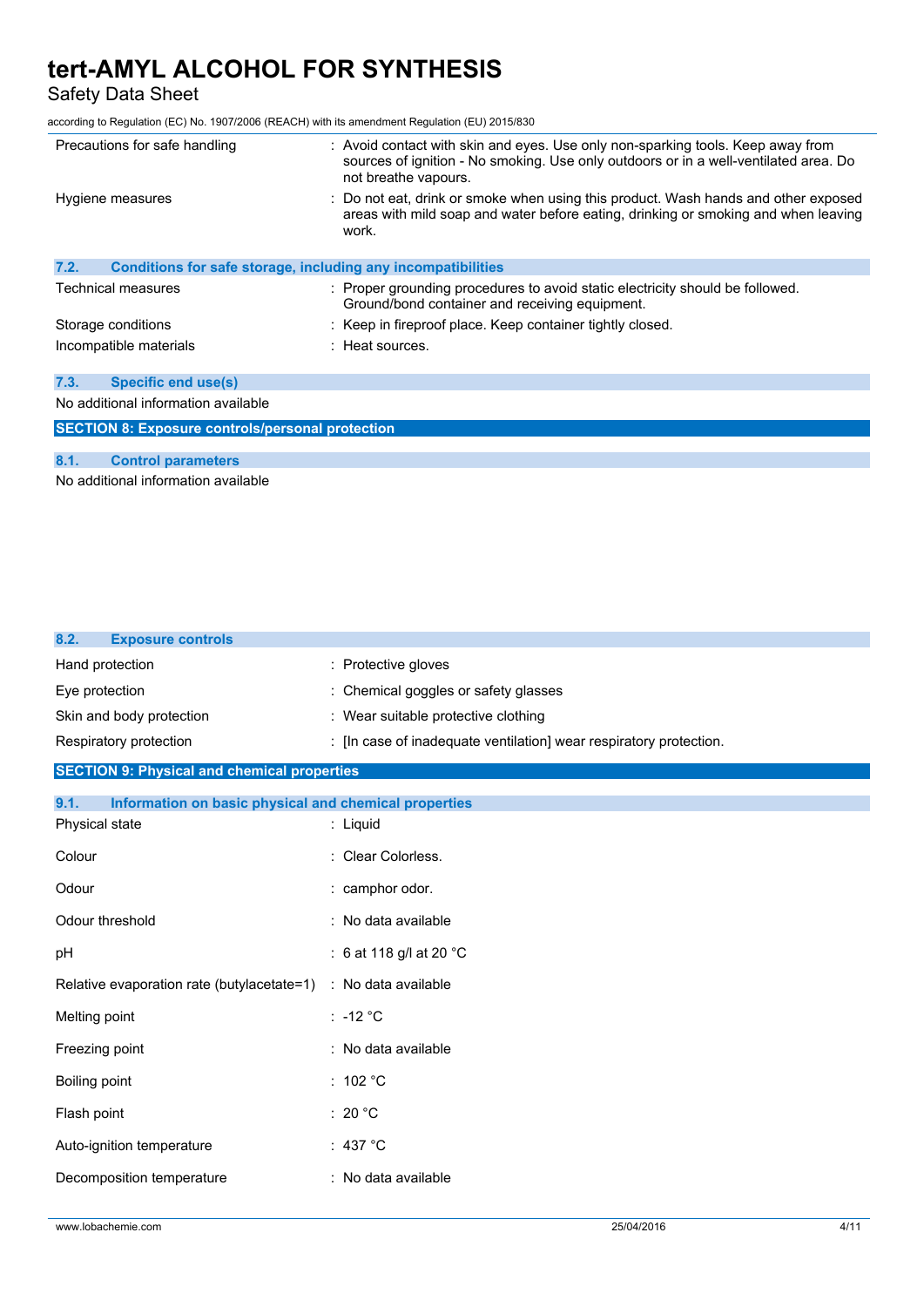| | |
|---|---|
| Precautions for safe handling | : Avoid contact with skin and eyes. Use only non-sparking tools. Keep away from sources of ignition - No smoking. Use only outdoors or in a well-ventilated area. Do not breathe vapours. |
| Hygiene measures | : Do not eat, drink or smoke when using this product. Wash hands and other exposed areas with mild soap and water before eating, drinking or smoking and when leaving work. |

### 7.2. Conditions for safe storage, including any incompatibilities

| | |
|---|---|
| Technical measures | : Proper grounding procedures to avoid static electricity should be followed. Ground/bond container and receiving equipment. |
| Storage conditions | : Keep in fireproof place. Keep container tightly closed. |
| Incompatible materials | : Heat sources. |

### 7.3. Specific end use(s)

No additional information available

## SECTION 8: Exposure controls/personal protection

### 8.1. Control parameters

No additional information available

### 8.2. Exposure controls

| | |
|---|---|
| Hand protection | : Protective gloves |
| Eye protection | : Chemical goggles or safety glasses |
| Skin and body protection | : Wear suitable protective clothing |
| Respiratory protection | : [In case of inadequate ventilation] wear respiratory protection. |

## SECTION 9: Physical and chemical properties

### 9.1. Information on basic physical and chemical properties

| | |
|---|---|
| Physical state | : Liquid |
| Colour | : Clear Colorless. |
| Odour | : camphor odor. |
| Odour threshold | : No data available |
| pH | : 6 at 118 g/l at 20 °C |
| Relative evaporation rate (butylacetate=1) | : No data available |
| Melting point | : -12 °C |
| Freezing point | : No data available |
| Boiling point | : 102 °C |
| Flash point | : 20 °C |
| Auto-ignition temperature | : 437 °C |
| Decomposition temperature | : No data available |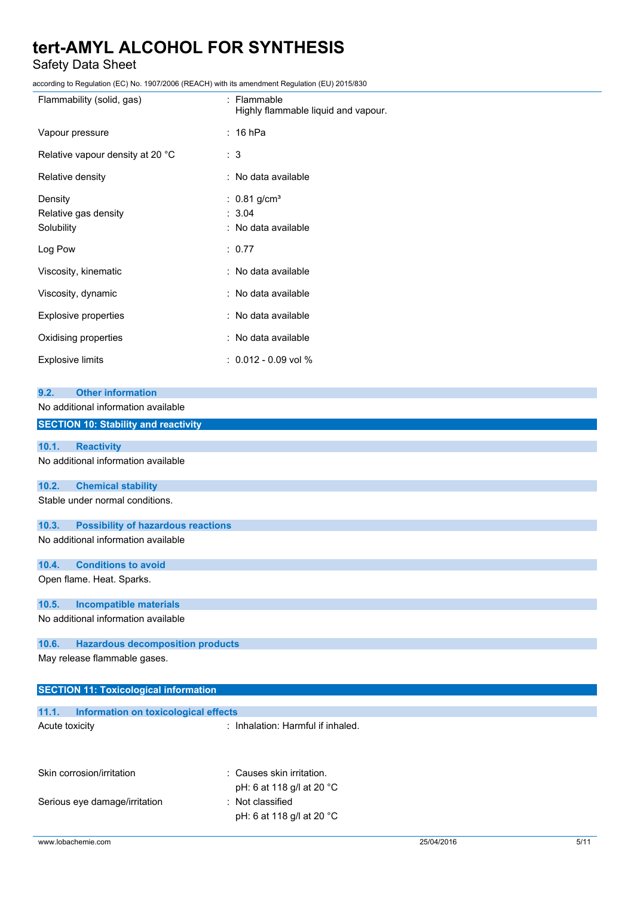| | |
|---|---|
| Flammability (solid, gas) | : Flammable<br>Highly flammable liquid and vapour. |
| Vapour pressure | : 16 hPa |
| Relative vapour density at 20 °C | : 3 |
| Relative density | : No data available |
| Density | : 0.81 g/cm³ |
| Relative gas density | : 3.04 |
| Solubility | : No data available |
| Log Pow | : 0.77 |
| Viscosity, kinematic | : No data available |
| Viscosity, dynamic | : No data available |
| Explosive properties | : No data available |
| Oxidising properties | : No data available |
| Explosive limits | : 0.012 - 0.09 vol % |

### 9.2. Other information

No additional information available

## SECTION 10: Stability and reactivity

### 10.1. Reactivity

No additional information available

### 10.2. Chemical stability

Stable under normal conditions.

### 10.3. Possibility of hazardous reactions

No additional information available

### 10.4. Conditions to avoid

Open flame. Heat. Sparks.

### 10.5. Incompatible materials

No additional information available

### 10.6. Hazardous decomposition products

May release flammable gases.

## SECTION 11: Toxicological information

### 11.1. Information on toxicological effects

| | |
|---|---|
| Acute toxicity | : Inhalation: Harmful if inhaled. |
| Skin corrosion/irritation | : Causes skin irritation.<br>pH: 6 at 118 g/l at 20 °C |
| Serious eye damage/irritation | : Not classified<br>pH: 6 at 118 g/l at 20 °C |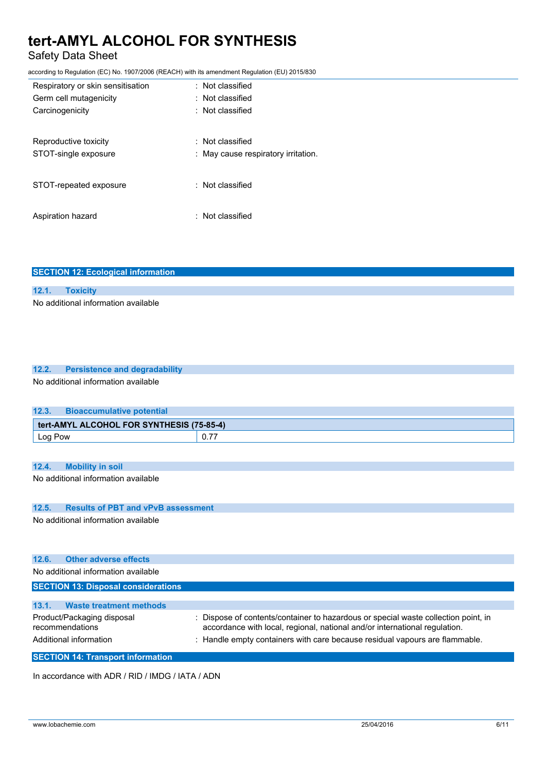| | |
|---|---|
| Respiratory or skin sensitisation | : Not classified |
| Germ cell mutagenicity | : Not classified |
| Carcinogenicity | : Not classified |
| Reproductive toxicity | : Not classified |
| STOT-single exposure | : May cause respiratory irritation. |
| STOT-repeated exposure | : Not classified |
| Aspiration hazard | : Not classified |

## SECTION 12: Ecological information

### 12.1. Toxicity

No additional information available

### 12.2. Persistence and degradability

No additional information available

### 12.3. Bioaccumulative potential

| tert-AMYL ALCOHOL FOR SYNTHESIS (75-85-4) | |
|---|---|
| Log Pow | 0.77 |

### 12.4. Mobility in soil

No additional information available

### 12.5. Results of PBT and vPvB assessment

No additional information available

### 12.6. Other adverse effects

No additional information available

## SECTION 13: Disposal considerations

### 13.1. Waste treatment methods

| | |
|---|---|
| Product/Packaging disposal recommendations | : Dispose of contents/container to hazardous or special waste collection point, in accordance with local, regional, national and/or international regulation. |
| Additional information | : Handle empty containers with care because residual vapours are flammable. |

## SECTION 14: Transport information

In accordance with ADR / RID / IMDG / IATA / ADN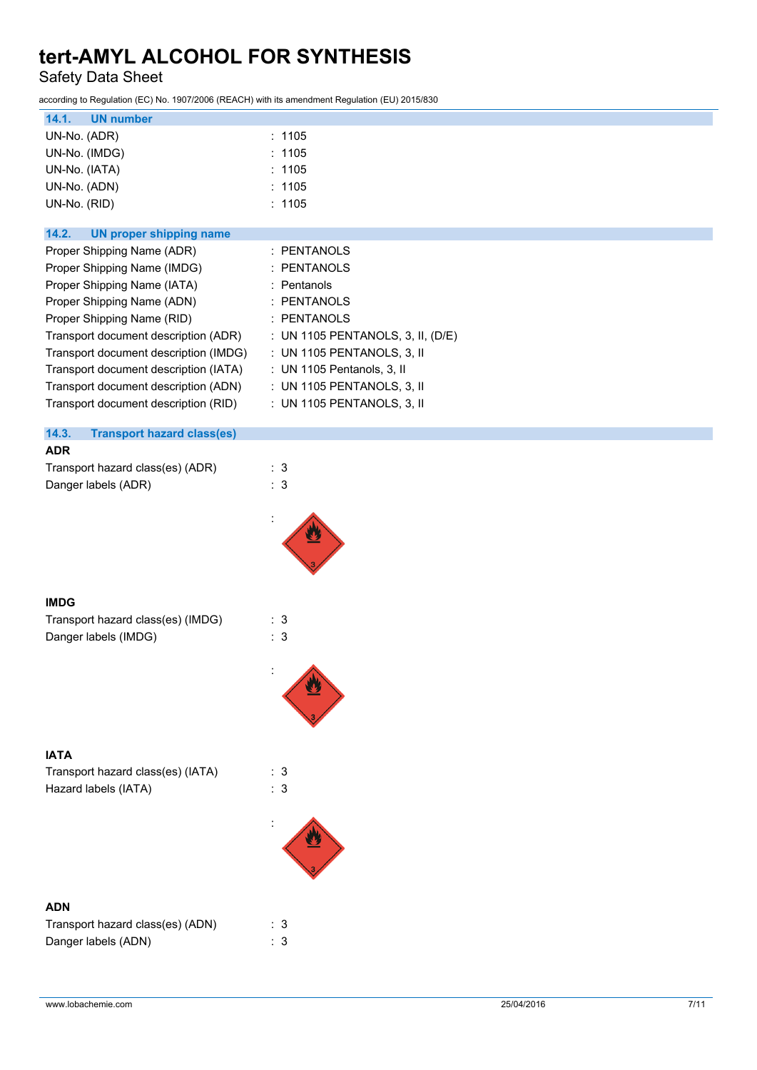### 14.1. UN number

| | |
|---|---|
| UN-No. (ADR) | : 1105 |
| UN-No. (IMDG) | : 1105 |
| UN-No. (IATA) | : 1105 |
| UN-No. (ADN) | : 1105 |
| UN-No. (RID) | : 1105 |

### 14.2. UN proper shipping name

| | |
|---|---|
| Proper Shipping Name (ADR) | : PENTANOLS |
| Proper Shipping Name (IMDG) | : PENTANOLS |
| Proper Shipping Name (IATA) | : Pentanols |
| Proper Shipping Name (ADN) | : PENTANOLS |
| Proper Shipping Name (RID) | : PENTANOLS |
| Transport document description (ADR) | : UN 1105 PENTANOLS, 3, II, (D/E) |
| Transport document description (IMDG) | : UN 1105 PENTANOLS, 3, II |
| Transport document description (IATA) | : UN 1105 Pentanols, 3, II |
| Transport document description (ADN) | : UN 1105 PENTANOLS, 3, II |
| Transport document description (RID) | : UN 1105 PENTANOLS, 3, II |

### 14.3. Transport hazard class(es)

**ADR**

| | |
|---|---|
| Transport hazard class(es) (ADR) | : 3 |
| Danger labels (ADR) | : 3 |

:

**IMDG**

| | |
|---|---|
| Transport hazard class(es) (IMDG) | : 3 |
| Danger labels (IMDG) | : 3 |

:

**IATA**

| | |
|---|---|
| Transport hazard class(es) (IATA) | : 3 |
| Hazard labels (IATA) | : 3 |

:

**ADN**

| | |
|---|---|
| Transport hazard class(es) (ADN) | : 3 |
| Danger labels (ADN) | : 3 |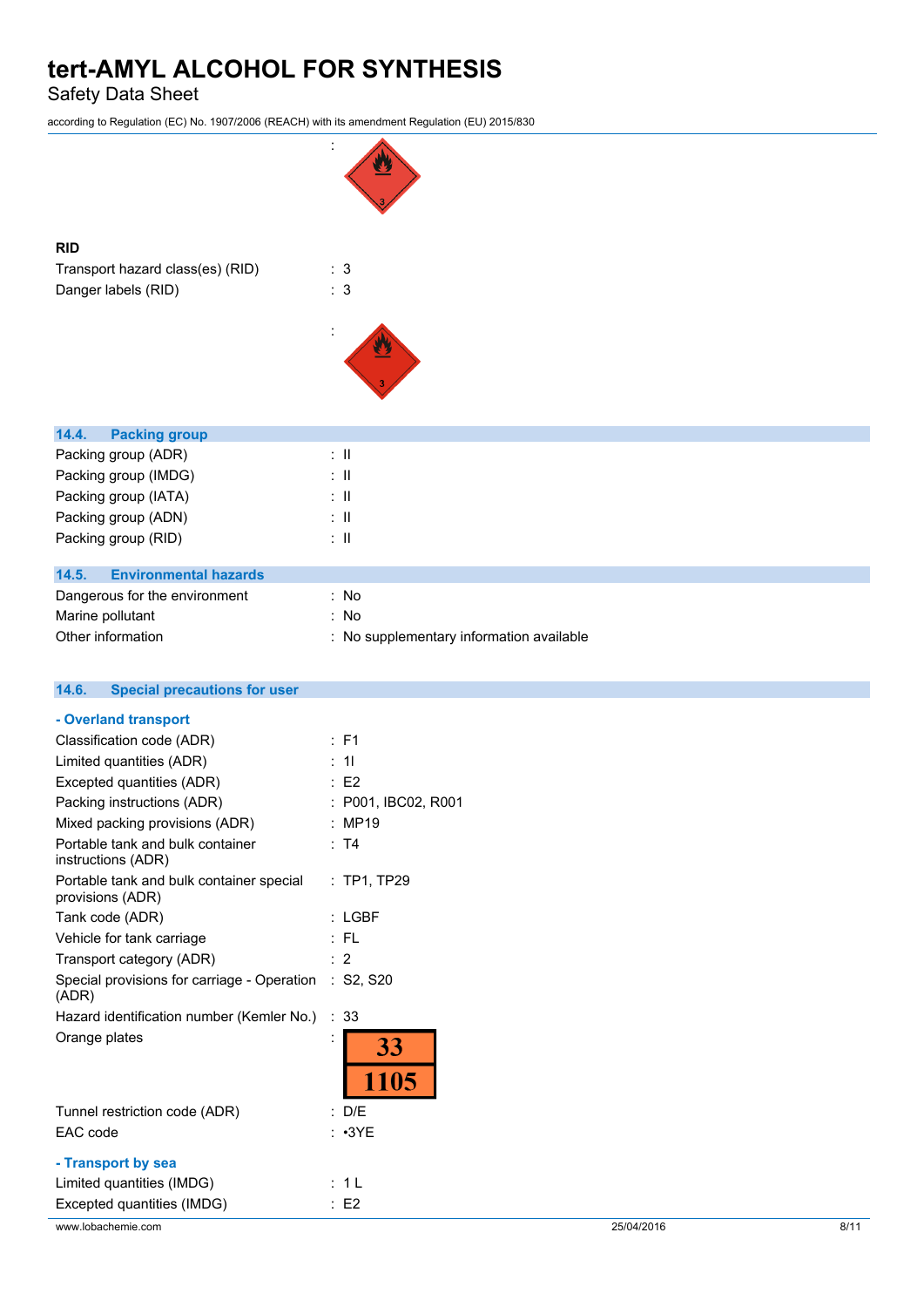:

**RID**

Transport hazard class(es) (RID) : 3

Danger labels (RID) : 3

:

## 14.4. Packing group

Packing group (ADR) : II

Packing group (IMDG) : II

Packing group (IATA) : II

Packing group (ADN) : II

Packing group (RID) : II

## 14.5. Environmental hazards

Dangerous for the environment : No

Marine pollutant : No

Other information : No supplementary information available

## 14.6. Special precautions for user

### - Overland transport

Classification code (ADR) : F1

Limited quantities (ADR) : 1l

Excepted quantities (ADR) : E2

Packing instructions (ADR) : P001, IBC02, R001

Mixed packing provisions (ADR) : MP19

Portable tank and bulk container instructions (ADR) : T4

Portable tank and bulk container special provisions (ADR) : TP1, TP29

Tank code (ADR) : LGBF

Vehicle for tank carriage : FL

Transport category (ADR) : 2

Special provisions for carriage - Operation (ADR) : S2, S20

Hazard identification number (Kemler No.) : 33

Orange plates :

| 33 |
|---|
| 1105 |

Tunnel restriction code (ADR) : D/E

EAC code : •3YE

### - Transport by sea

Limited quantities (IMDG) : 1 L

Excepted quantities (IMDG) : E2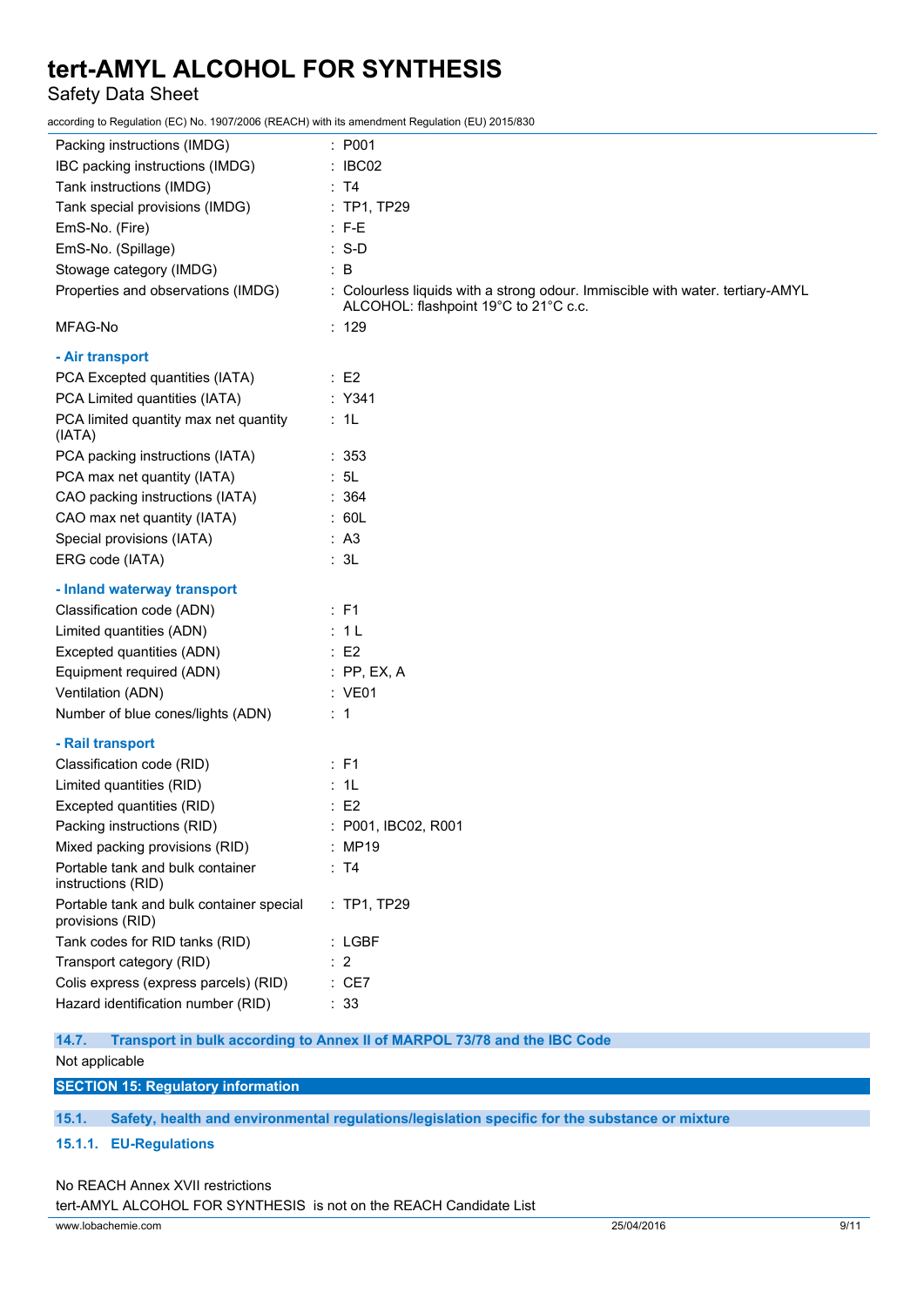| | |
|---|---|
| Packing instructions (IMDG) | : P001 |
| IBC packing instructions (IMDG) | : IBC02 |
| Tank instructions (IMDG) | : T4 |
| Tank special provisions (IMDG) | : TP1, TP29 |
| EmS-No. (Fire) | : F-E |
| EmS-No. (Spillage) | : S-D |
| Stowage category (IMDG) | : B |
| Properties and observations (IMDG) | : Colourless liquids with a strong odour. Immiscible with water. tertiary-AMYL ALCOHOL: flashpoint 19°C to 21°C c.c. |
| MFAG-No | : 129 |

**- Air transport**

| | |
|---|---|
| PCA Excepted quantities (IATA) | : E2 |
| PCA Limited quantities (IATA) | : Y341 |
| PCA limited quantity max net quantity (IATA) | : 1L |
| PCA packing instructions (IATA) | : 353 |
| PCA max net quantity (IATA) | : 5L |
| CAO packing instructions (IATA) | : 364 |
| CAO max net quantity (IATA) | : 60L |
| Special provisions (IATA) | : A3 |
| ERG code (IATA) | : 3L |

**- Inland waterway transport**

| | |
|---|---|
| Classification code (ADN) | : F1 |
| Limited quantities (ADN) | : 1 L |
| Excepted quantities (ADN) | : E2 |
| Equipment required (ADN) | : PP, EX, A |
| Ventilation (ADN) | : VE01 |
| Number of blue cones/lights (ADN) | : 1 |

**- Rail transport**

| | |
|---|---|
| Classification code (RID) | : F1 |
| Limited quantities (RID) | : 1L |
| Excepted quantities (RID) | : E2 |
| Packing instructions (RID) | : P001, IBC02, R001 |
| Mixed packing provisions (RID) | : MP19 |
| Portable tank and bulk container instructions (RID) | : T4 |
| Portable tank and bulk container special provisions (RID) | : TP1, TP29 |
| Tank codes for RID tanks (RID) | : LGBF |
| Transport category (RID) | : 2 |
| Colis express (express parcels) (RID) | : CE7 |
| Hazard identification number (RID) | : 33 |

### 14.7. Transport in bulk according to Annex II of MARPOL 73/78 and the IBC Code

Not applicable

## SECTION 15: Regulatory information

### 15.1. Safety, health and environmental regulations/legislation specific for the substance or mixture

#### 15.1.1. EU-Regulations

No REACH Annex XVII restrictions

tert-AMYL ALCOHOL FOR SYNTHESIS is not on the REACH Candidate List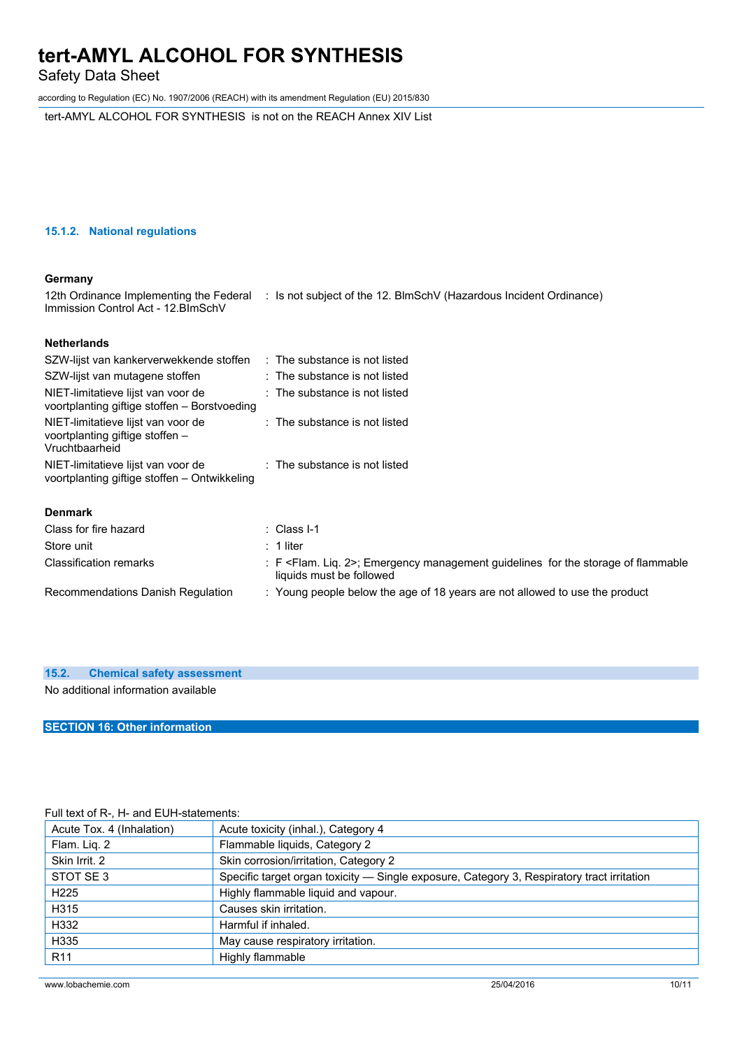tert-AMYL ALCOHOL FOR SYNTHESIS is not on the REACH Annex XIV List

#### 15.1.2. National regulations

**Germany**

| | |
|---|---|
| 12th Ordinance Implementing the Federal Immission Control Act - 12.BImSchV | : Is not subject of the 12. BlmSchV (Hazardous Incident Ordinance) |

**Netherlands**

| | |
|---|---|
| SZW-lijst van kankerverwekkende stoffen | : The substance is not listed |
| SZW-lijst van mutagene stoffen | : The substance is not listed |
| NIET-limitatieve lijst van voor de voortplanting giftige stoffen – Borstvoeding | : The substance is not listed |
| NIET-limitatieve lijst van voor de voortplanting giftige stoffen – Vruchtbaarheid | : The substance is not listed |
| NIET-limitatieve lijst van voor de voortplanting giftige stoffen – Ontwikkeling | : The substance is not listed |

**Denmark**

| | |
|---|---|
| Class for fire hazard | : Class I-1 |
| Store unit | : 1 liter |
| Classification remarks | : F <Flam. Liq. 2>; Emergency management guidelines for the storage of flammable liquids must be followed |
| Recommendations Danish Regulation | : Young people below the age of 18 years are not allowed to use the product |

### 15.2. Chemical safety assessment

No additional information available

## SECTION 16: Other information

Full text of R-, H- and EUH-statements:

| | |
|---|---|
| Acute Tox. 4 (Inhalation) | Acute toxicity (inhal.), Category 4 |
| Flam. Liq. 2 | Flammable liquids, Category 2 |
| Skin Irrit. 2 | Skin corrosion/irritation, Category 2 |
| STOT SE 3 | Specific target organ toxicity — Single exposure, Category 3, Respiratory tract irritation |
| H225 | Highly flammable liquid and vapour. |
| H315 | Causes skin irritation. |
| H332 | Harmful if inhaled. |
| H335 | May cause respiratory irritation. |
| R11 | Highly flammable |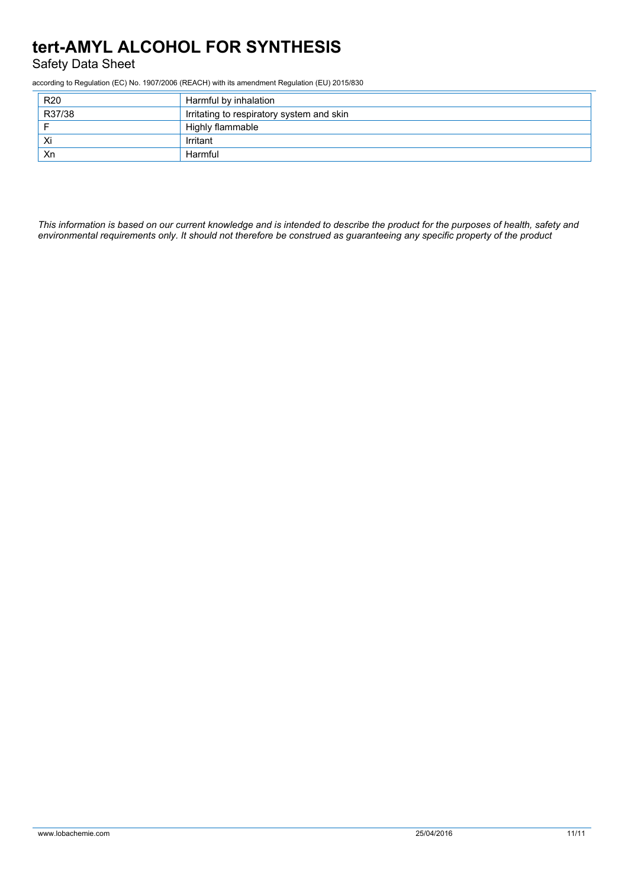| | |
|---|---|
| R20 | Harmful by inhalation |
| R37/38 | Irritating to respiratory system and skin |
| F | Highly flammable |
| Xi | Irritant |
| Xn | Harmful |

*This information is based on our current knowledge and is intended to describe the product for the purposes of health, safety and environmental requirements only. It should not therefore be construed as guaranteeing any specific property of the product*